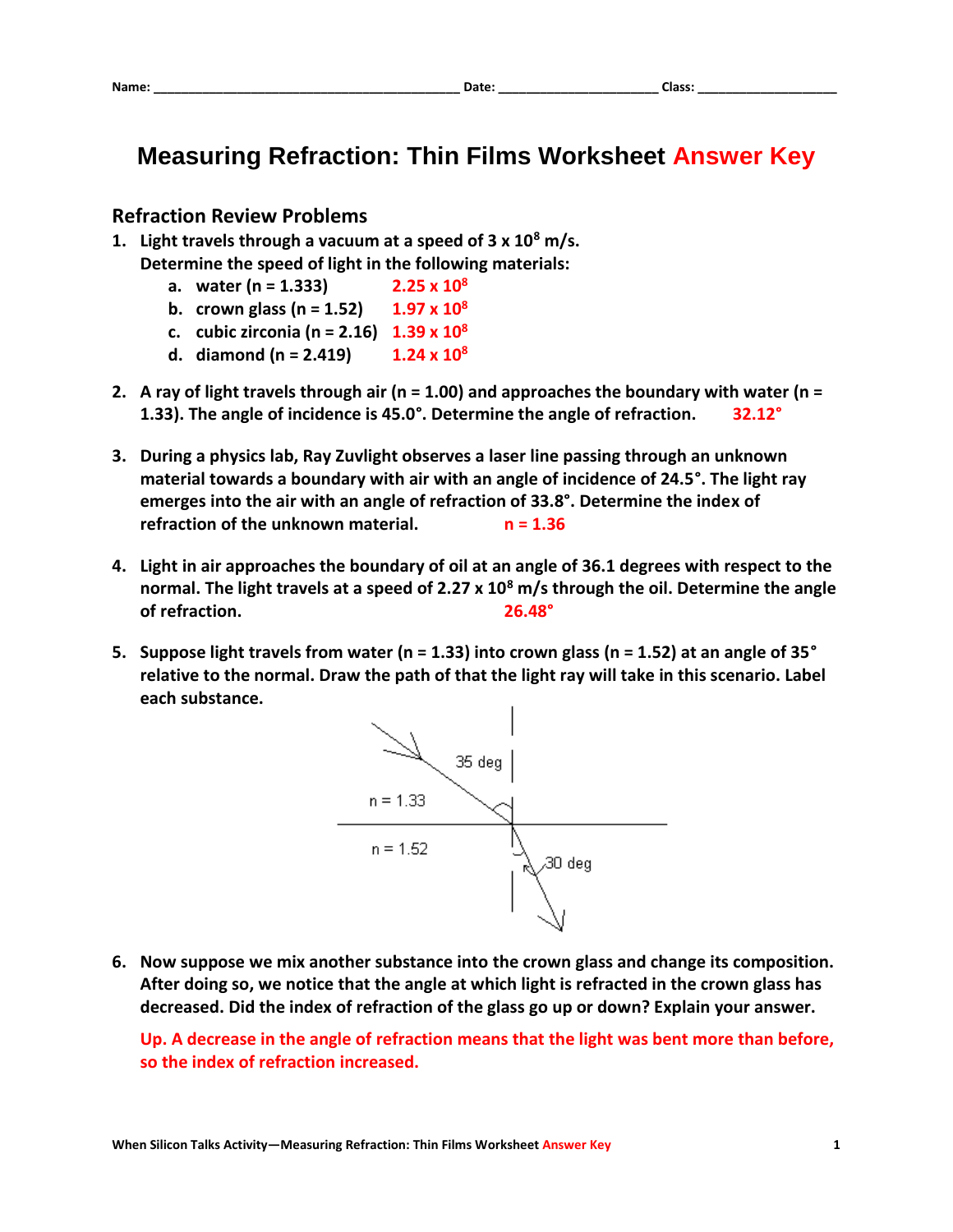Name: ________________________________________ Date: _____________________ Class: ___________________

# Measuring Refraction: Thin Films Worksheet Answer Key

## Refraction Review Problems

1. **Light travels through a vacuum at a speed of $3 \times 10^8$ m/s. Determine the speed of light in the following materials:**
   a. **water (n = 1.333)** $2.25 \times 10^8$
   b. **crown glass (n = 1.52)** $1.97 \times 10^8$
   c. **cubic zirconia (n = 2.16)** $1.39 \times 10^8$
   d. **diamond (n = 2.419)** $1.24 \times 10^8$

2. **A ray of light travels through air (n = 1.00) and approaches the boundary with water (n = 1.33). The angle of incidence is 45.0°. Determine the angle of refraction.** 32.12°

3. **During a physics lab, Ray Zuvlight observes a laser line passing through an unknown material towards a boundary with air with an angle of incidence of 24.5°. The light ray emerges into the air with an angle of refraction of 33.8°. Determine the index of refraction of the unknown material.** n = 1.36

4. **Light in air approaches the boundary of oil at an angle of 36.1 degrees with respect to the normal. The light travels at a speed of $2.27 \times 10^8$ m/s through the oil. Determine the angle of refraction.** 26.48°

5. **Suppose light travels from water (n = 1.33) into crown glass (n = 1.52) at an angle of 35° relative to the normal. Draw the path of that the light ray will take in this scenario. Label each substance.**

   35 deg
   n = 1.33
   n = 1.52
   30 deg

6. **Now suppose we mix another substance into the crown glass and change its composition. After doing so, we notice that the angle at which light is refracted in the crown glass has decreased. Did the index of refraction of the glass go up or down? Explain your answer.**

   **Up. A decrease in the angle of refraction means that the light was bent more than before, so the index of refraction increased.**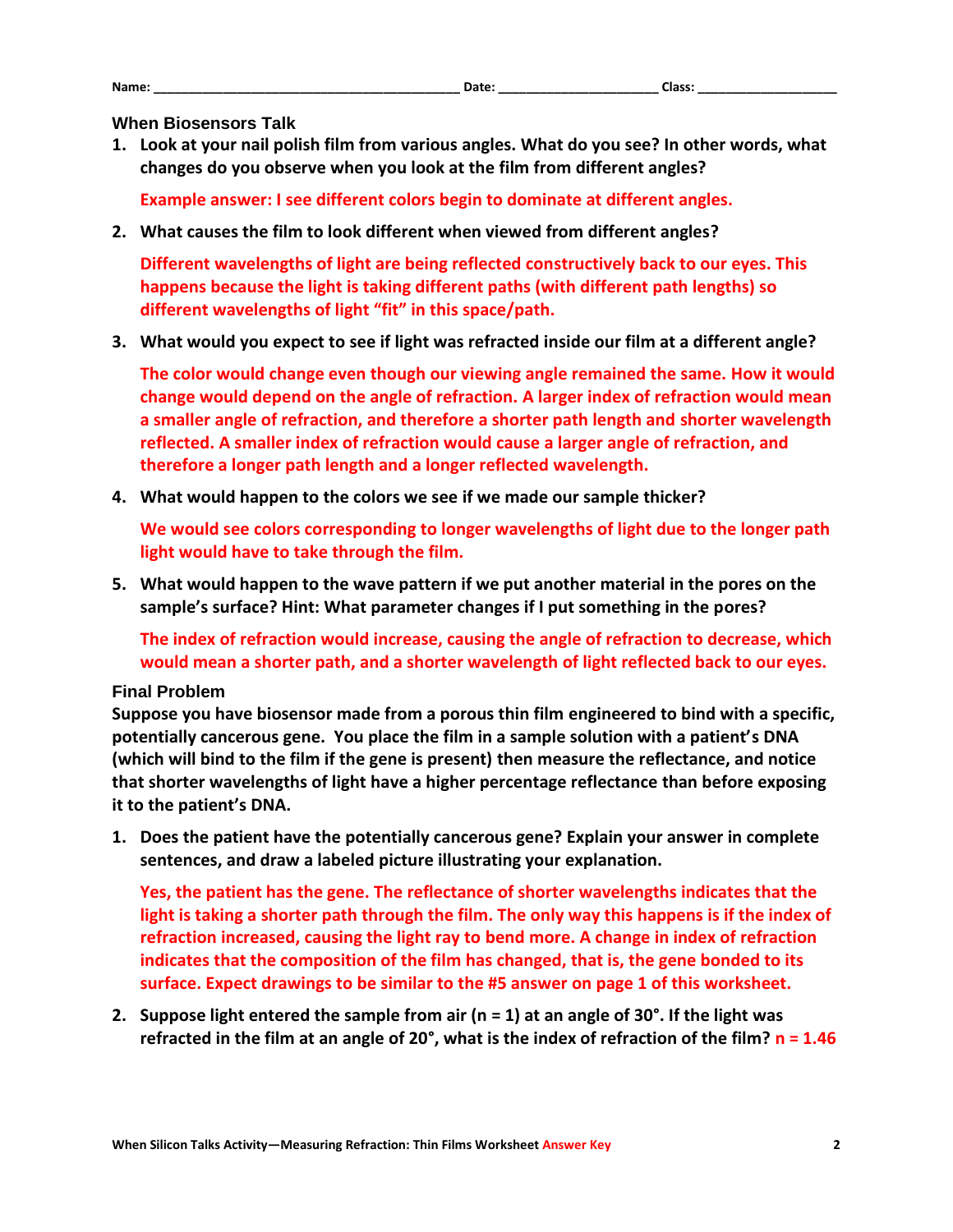Name: ________________________________________ Date: _____________________ Class: ___________________

## When Biosensors Talk

1. **Look at your nail polish film from various angles. What do you see? In other words, what changes do you observe when you look at the film from different angles?**

   **Example answer: I see different colors begin to dominate at different angles.**

2. **What causes the film to look different when viewed from different angles?**

   **Different wavelengths of light are being reflected constructively back to our eyes. This happens because the light is taking different paths (with different path lengths) so different wavelengths of light "fit" in this space/path.**

3. **What would you expect to see if light was refracted inside our film at a different angle?**

   **The color would change even though our viewing angle remained the same. How it would change would depend on the angle of refraction. A larger index of refraction would mean a smaller angle of refraction, and therefore a shorter path length and shorter wavelength reflected. A smaller index of refraction would cause a larger angle of refraction, and therefore a longer path length and a longer reflected wavelength.**

4. **What would happen to the colors we see if we made our sample thicker?**

   **We would see colors corresponding to longer wavelengths of light due to the longer path light would have to take through the film.**

5. **What would happen to the wave pattern if we put another material in the pores on the sample's surface? Hint: What parameter changes if I put something in the pores?**

   **The index of refraction would increase, causing the angle of refraction to decrease, which would mean a shorter path, and a shorter wavelength of light reflected back to our eyes.**

## Final Problem

**Suppose you have biosensor made from a porous thin film engineered to bind with a specific, potentially cancerous gene. You place the film in a sample solution with a patient's DNA (which will bind to the film if the gene is present) then measure the reflectance, and notice that shorter wavelengths of light have a higher percentage reflectance than before exposing it to the patient's DNA.**

1. **Does the patient have the potentially cancerous gene? Explain your answer in complete sentences, and draw a labeled picture illustrating your explanation.**

   **Yes, the patient has the gene. The reflectance of shorter wavelengths indicates that the light is taking a shorter path through the film. The only way this happens is if the index of refraction increased, causing the light ray to bend more. A change in index of refraction indicates that the composition of the film has changed, that is, the gene bonded to its surface. Expect drawings to be similar to the #5 answer on page 1 of this worksheet.**

2. **Suppose light entered the sample from air ($n = 1$) at an angle of 30°. If the light was refracted in the film at an angle of 20°, what is the index of refraction of the film?** **$n = 1.46$**

When Silicon Talks Activity—Measuring Refraction: Thin Films Worksheet Answer Key